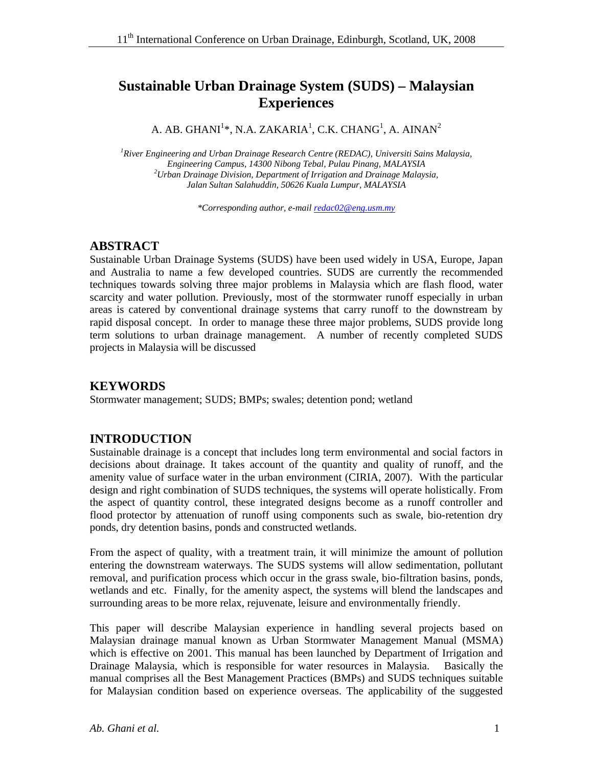# Sustainable Urban Drainage System (SUDS) – Malaysian Experiences

A. AB. GHANI[1]*, N.A. ZAKARIA[1], C.K. CHANG[1], A. AINAN[2]

*[1]River Engineering and Urban Drainage Research Centre (REDAC), Universiti Sains Malaysia, Engineering Campus, 14300 Nibong Tebal, Pulau Pinang, MALAYSIA*
*[2]Urban Drainage Division, Department of Irrigation and Drainage Malaysia, Jalan Sultan Salahuddin, 50626 Kuala Lumpur, MALAYSIA*

*\*Corresponding author, e-mail redac02@eng.usm.my*

## ABSTRACT

Sustainable Urban Drainage Systems (SUDS) have been used widely in USA, Europe, Japan and Australia to name a few developed countries. SUDS are currently the recommended techniques towards solving three major problems in Malaysia which are flash flood, water scarcity and water pollution. Previously, most of the stormwater runoff especially in urban areas is catered by conventional drainage systems that carry runoff to the downstream by rapid disposal concept. In order to manage these three major problems, SUDS provide long term solutions to urban drainage management. A number of recently completed SUDS projects in Malaysia will be discussed

## KEYWORDS

Stormwater management; SUDS; BMPs; swales; detention pond; wetland

## INTRODUCTION

Sustainable drainage is a concept that includes long term environmental and social factors in decisions about drainage. It takes account of the quantity and quality of runoff, and the amenity value of surface water in the urban environment (CIRIA, 2007). With the particular design and right combination of SUDS techniques, the systems will operate holistically. From the aspect of quantity control, these integrated designs become as a runoff controller and flood protector by attenuation of runoff using components such as swale, bio-retention dry ponds, dry detention basins, ponds and constructed wetlands.

From the aspect of quality, with a treatment train, it will minimize the amount of pollution entering the downstream waterways. The SUDS systems will allow sedimentation, pollutant removal, and purification process which occur in the grass swale, bio-filtration basins, ponds, wetlands and etc. Finally, for the amenity aspect, the systems will blend the landscapes and surrounding areas to be more relax, rejuvenate, leisure and environmentally friendly.

This paper will describe Malaysian experience in handling several projects based on Malaysian drainage manual known as Urban Stormwater Management Manual (MSMA) which is effective on 2001. This manual has been launched by Department of Irrigation and Drainage Malaysia, which is responsible for water resources in Malaysia. Basically the manual comprises all the Best Management Practices (BMPs) and SUDS techniques suitable for Malaysian condition based on experience overseas. The applicability of the suggested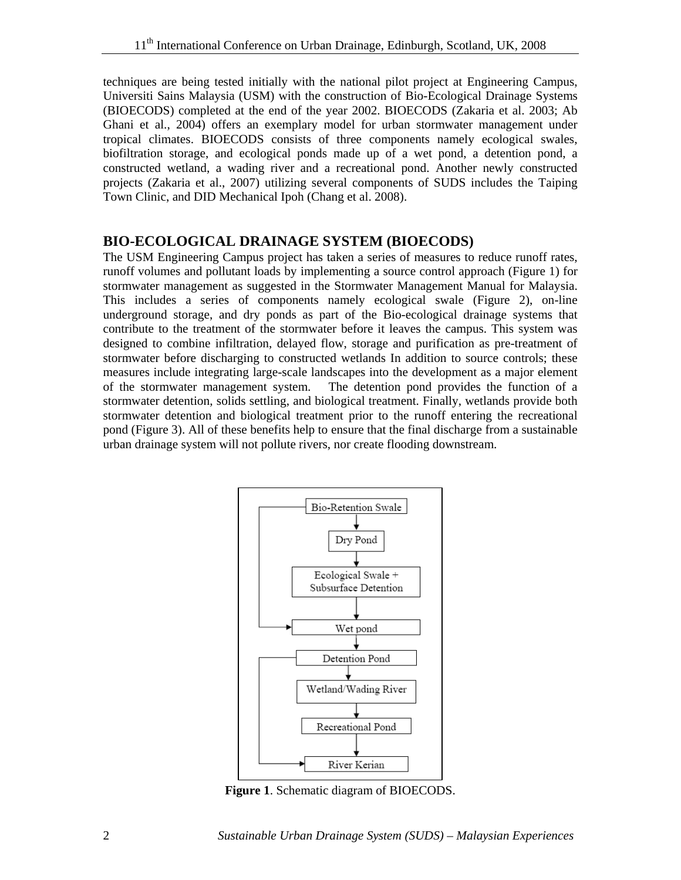techniques are being tested initially with the national pilot project at Engineering Campus, Universiti Sains Malaysia (USM) with the construction of Bio-Ecological Drainage Systems (BIOECODS) completed at the end of the year 2002. BIOECODS (Zakaria et al. 2003; Ab Ghani et al., 2004) offers an exemplary model for urban stormwater management under tropical climates. BIOECODS consists of three components namely ecological swales, biofiltration storage, and ecological ponds made up of a wet pond, a detention pond, a constructed wetland, a wading river and a recreational pond. Another newly constructed projects (Zakaria et al., 2007) utilizing several components of SUDS includes the Taiping Town Clinic, and DID Mechanical Ipoh (Chang et al. 2008).

## BIO-ECOLOGICAL DRAINAGE SYSTEM (BIOECODS)

The USM Engineering Campus project has taken a series of measures to reduce runoff rates, runoff volumes and pollutant loads by implementing a source control approach (Figure 1) for stormwater management as suggested in the Stormwater Management Manual for Malaysia. This includes a series of components namely ecological swale (Figure 2), on-line underground storage, and dry ponds as part of the Bio-ecological drainage systems that contribute to the treatment of the stormwater before it leaves the campus. This system was designed to combine infiltration, delayed flow, storage and purification as pre-treatment of stormwater before discharging to constructed wetlands In addition to source controls; these measures include integrating large-scale landscapes into the development as a major element of the stormwater management system. The detention pond provides the function of a stormwater detention, solids settling, and biological treatment. Finally, wetlands provide both stormwater detention and biological treatment prior to the runoff entering the recreational pond (Figure 3). All of these benefits help to ensure that the final discharge from a sustainable urban drainage system will not pollute rivers, nor create flooding downstream.

**Figure 1**. Schematic diagram of BIOECODS.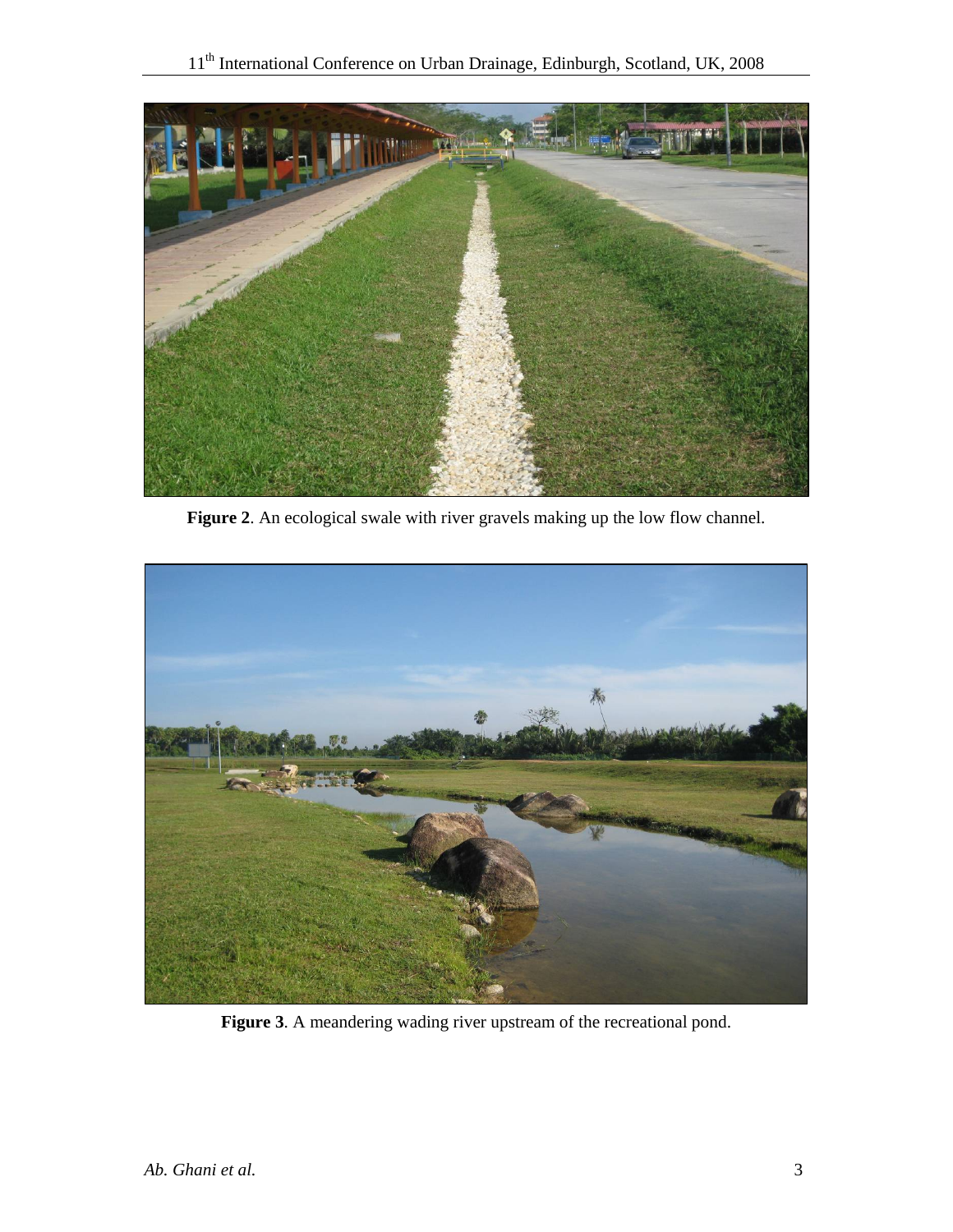**Figure 2**. An ecological swale with river gravels making up the low flow channel.

**Figure 3**. A meandering wading river upstream of the recreational pond.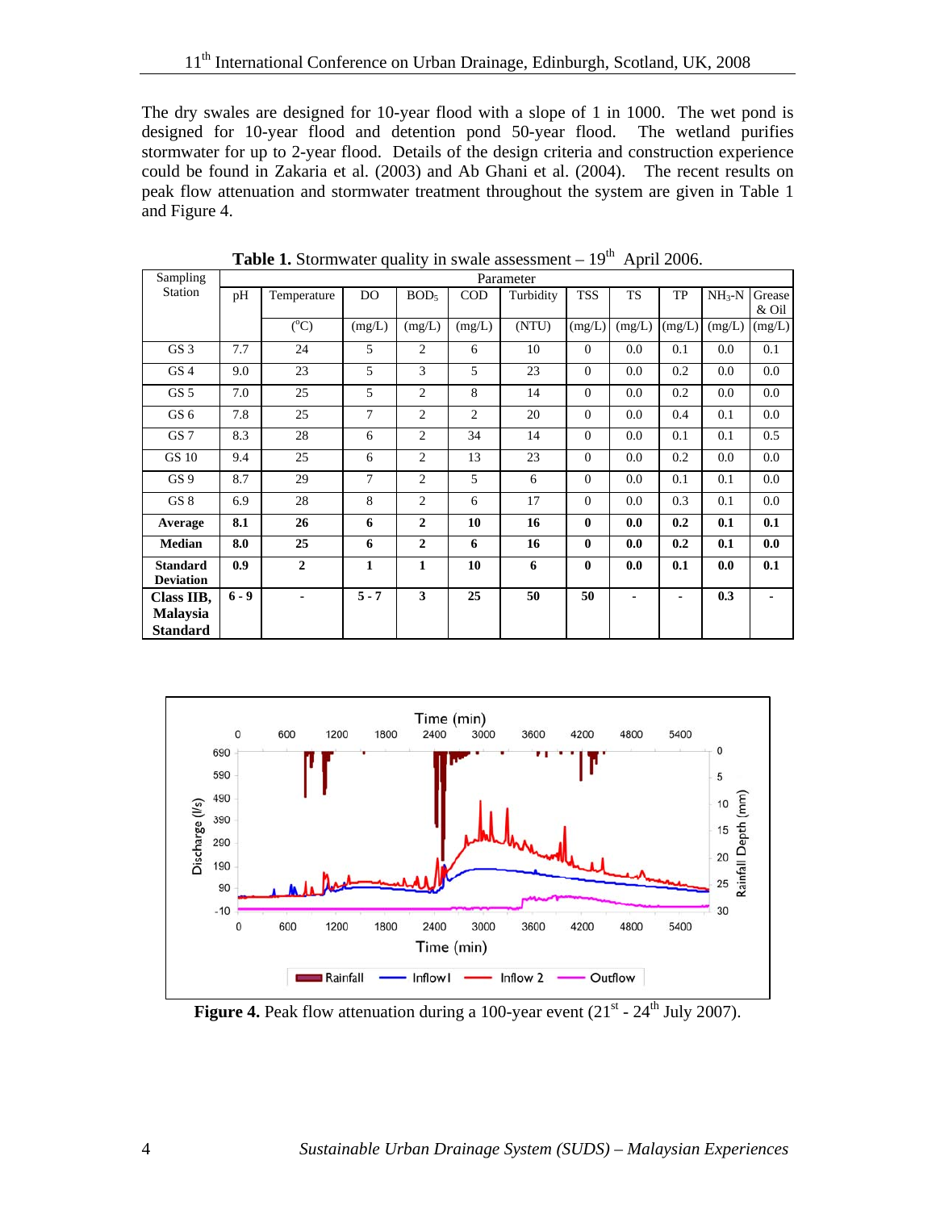The dry swales are designed for 10-year flood with a slope of 1 in 1000. The wet pond is designed for 10-year flood and detention pond 50-year flood. The wetland purifies stormwater for up to 2-year flood. Details of the design criteria and construction experience could be found in Zakaria et al. (2003) and Ab Ghani et al. (2004). The recent results on peak flow attenuation and stormwater treatment throughout the system are given in Table 1 and Figure 4.

**Table 1.** Stormwater quality in swale assessment – 19th April 2006.

| Sampling Station | Parameter | | | | | | | | | | |
|---|---|---|---|---|---|---|---|---|---|---|---|
| | pH | Temperature | DO | $BOD_5$ | COD | Turbidity | TSS | TS | TP | $NH_3$-N | Grease & Oil |
| | | (°C) | (mg/L) | (mg/L) | (mg/L) | (NTU) | (mg/L) | (mg/L) | (mg/L) | (mg/L) | (mg/L) |
| GS 3 | 7.7 | 24 | 5 | 2 | 6 | 10 | 0 | 0.0 | 0.1 | 0.0 | 0.1 |
| GS 4 | 9.0 | 23 | 5 | 3 | 5 | 23 | 0 | 0.0 | 0.2 | 0.0 | 0.0 |
| GS 5 | 7.0 | 25 | 5 | 2 | 8 | 14 | 0 | 0.0 | 0.2 | 0.0 | 0.0 |
| GS 6 | 7.8 | 25 | 7 | 2 | 2 | 20 | 0 | 0.0 | 0.4 | 0.1 | 0.0 |
| GS 7 | 8.3 | 28 | 6 | 2 | 34 | 14 | 0 | 0.0 | 0.1 | 0.1 | 0.5 |
| GS 10 | 9.4 | 25 | 6 | 2 | 13 | 23 | 0 | 0.0 | 0.2 | 0.0 | 0.0 |
| GS 9 | 8.7 | 29 | 7 | 2 | 5 | 6 | 0 | 0.0 | 0.1 | 0.1 | 0.0 |
| GS 8 | 6.9 | 28 | 8 | 2 | 6 | 17 | 0 | 0.0 | 0.3 | 0.1 | 0.0 |
| **Average** | **8.1** | **26** | **6** | **2** | **10** | **16** | **0** | **0.0** | **0.2** | **0.1** | **0.1** |
| **Median** | **8.0** | **25** | **6** | **2** | **6** | **16** | **0** | **0.0** | **0.2** | **0.1** | **0.0** |
| **Standard Deviation** | **0.9** | **2** | **1** | **1** | **10** | **6** | **0** | **0.0** | **0.1** | **0.0** | **0.1** |
| **Class IIB, Malaysia Standard** | **6 - 9** | **-** | **5 - 7** | **3** | **25** | **50** | **50** | **-** | **-** | **0.3** | **-** |

**Figure 4.** Peak flow attenuation during a 100-year event (21st - 24th July 2007).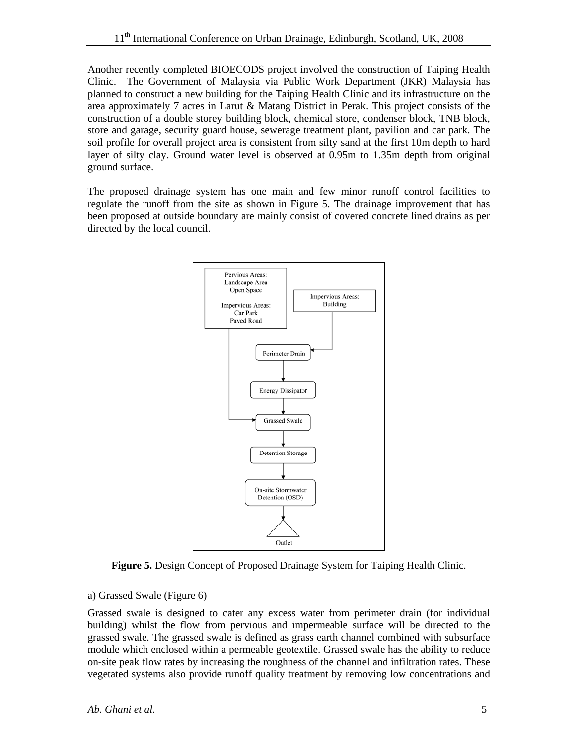Another recently completed BIOECODS project involved the construction of Taiping Health Clinic. The Government of Malaysia via Public Work Department (JKR) Malaysia has planned to construct a new building for the Taiping Health Clinic and its infrastructure on the area approximately 7 acres in Larut & Matang District in Perak. This project consists of the construction of a double storey building block, chemical store, condenser block, TNB block, store and garage, security guard house, sewerage treatment plant, pavilion and car park. The soil profile for overall project area is consistent from silty sand at the first 10m depth to hard layer of silty clay. Ground water level is observed at 0.95m to 1.35m depth from original ground surface.

The proposed drainage system has one main and few minor runoff control facilities to regulate the runoff from the site as shown in Figure 5. The drainage improvement that has been proposed at outside boundary are mainly consist of covered concrete lined drains as per directed by the local council.

**Figure 5.** Design Concept of Proposed Drainage System for Taiping Health Clinic.

a) Grassed Swale (Figure 6)

Grassed swale is designed to cater any excess water from perimeter drain (for individual building) whilst the flow from pervious and impermeable surface will be directed to the grassed swale. The grassed swale is defined as grass earth channel combined with subsurface module which enclosed within a permeable geotextile. Grassed swale has the ability to reduce on-site peak flow rates by increasing the roughness of the channel and infiltration rates. These vegetated systems also provide runoff quality treatment by removing low concentrations and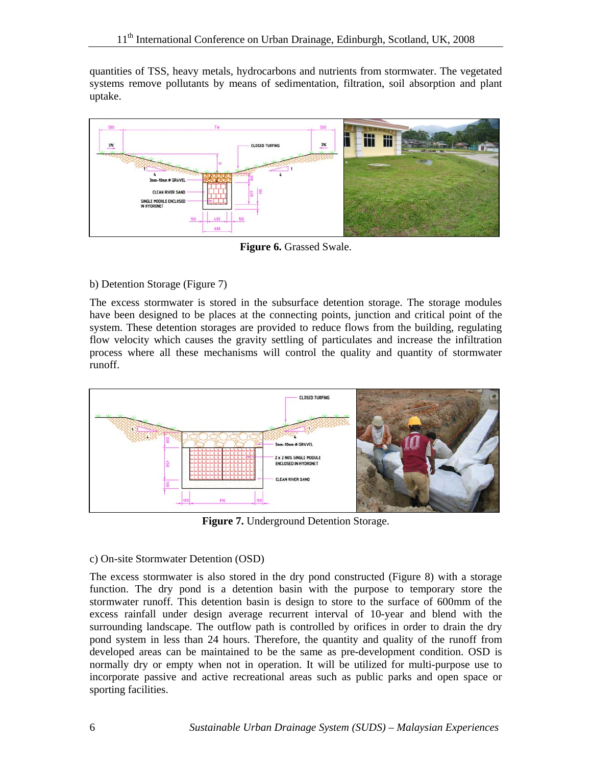quantities of TSS, heavy metals, hydrocarbons and nutrients from stormwater. The vegetated systems remove pollutants by means of sedimentation, filtration, soil absorption and plant uptake.

**Figure 6.** Grassed Swale.

b) Detention Storage (Figure 7)

The excess stormwater is stored in the subsurface detention storage. The storage modules have been designed to be places at the connecting points, junction and critical point of the system. These detention storages are provided to reduce flows from the building, regulating flow velocity which causes the gravity settling of particulates and increase the infiltration process where all these mechanisms will control the quality and quantity of stormwater runoff.

**Figure 7.** Underground Detention Storage.

c) On-site Stormwater Detention (OSD)

The excess stormwater is also stored in the dry pond constructed (Figure 8) with a storage function. The dry pond is a detention basin with the purpose to temporary store the stormwater runoff. This detention basin is design to store to the surface of 600mm of the excess rainfall under design average recurrent interval of 10-year and blend with the surrounding landscape. The outflow path is controlled by orifices in order to drain the dry pond system in less than 24 hours. Therefore, the quantity and quality of the runoff from developed areas can be maintained to be the same as pre-development condition. OSD is normally dry or empty when not in operation. It will be utilized for multi-purpose use to incorporate passive and active recreational areas such as public parks and open space or sporting facilities.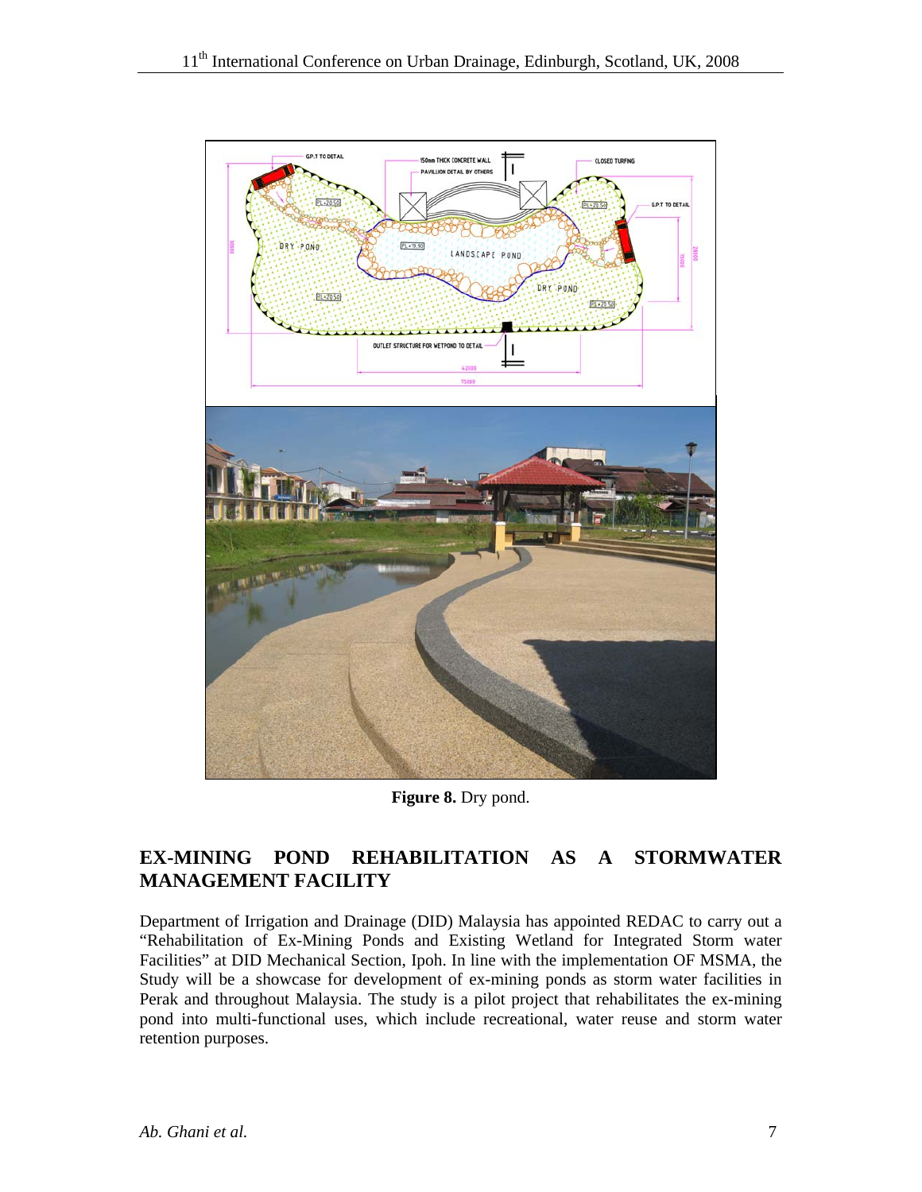**Figure 8.** Dry pond.

## EX-MINING POND REHABILITATION AS A STORMWATER MANAGEMENT FACILITY

Department of Irrigation and Drainage (DID) Malaysia has appointed REDAC to carry out a "Rehabilitation of Ex-Mining Ponds and Existing Wetland for Integrated Storm water Facilities" at DID Mechanical Section, Ipoh. In line with the implementation OF MSMA, the Study will be a showcase for development of ex-mining ponds as storm water facilities in Perak and throughout Malaysia. The study is a pilot project that rehabilitates the ex-mining pond into multi-functional uses, which include recreational, water reuse and storm water retention purposes.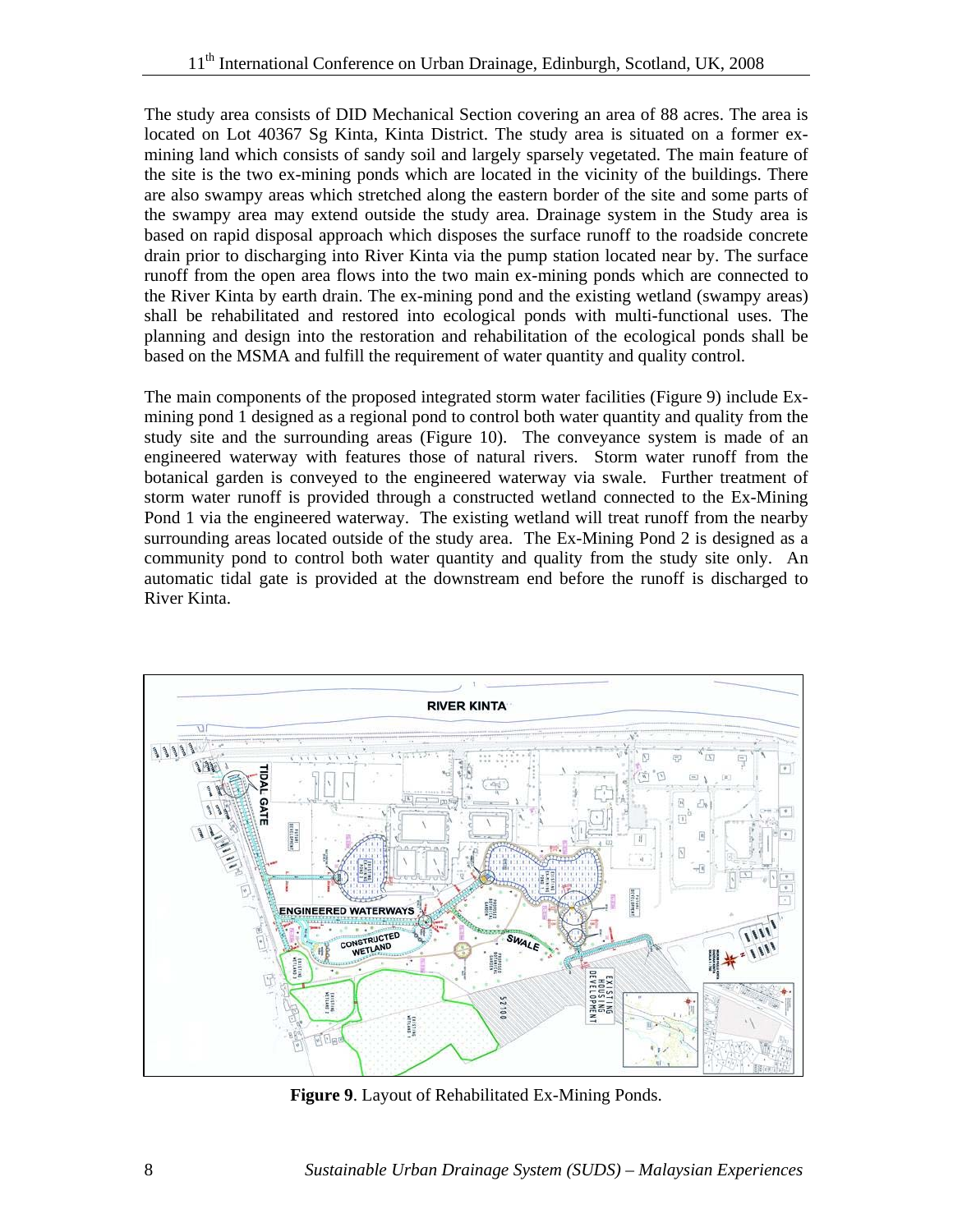The study area consists of DID Mechanical Section covering an area of 88 acres. The area is located on Lot 40367 Sg Kinta, Kinta District. The study area is situated on a former ex-mining land which consists of sandy soil and largely sparsely vegetated. The main feature of the site is the two ex-mining ponds which are located in the vicinity of the buildings. There are also swampy areas which stretched along the eastern border of the site and some parts of the swampy area may extend outside the study area. Drainage system in the Study area is based on rapid disposal approach which disposes the surface runoff to the roadside concrete drain prior to discharging into River Kinta via the pump station located near by. The surface runoff from the open area flows into the two main ex-mining ponds which are connected to the River Kinta by earth drain. The ex-mining pond and the existing wetland (swampy areas) shall be rehabilitated and restored into ecological ponds with multi-functional uses. The planning and design into the restoration and rehabilitation of the ecological ponds shall be based on the MSMA and fulfill the requirement of water quantity and quality control.

The main components of the proposed integrated storm water facilities (Figure 9) include Ex-mining pond 1 designed as a regional pond to control both water quantity and quality from the study site and the surrounding areas (Figure 10). The conveyance system is made of an engineered waterway with features those of natural rivers. Storm water runoff from the botanical garden is conveyed to the engineered waterway via swale. Further treatment of storm water runoff is provided through a constructed wetland connected to the Ex-Mining Pond 1 via the engineered waterway. The existing wetland will treat runoff from the nearby surrounding areas located outside of the study area. The Ex-Mining Pond 2 is designed as a community pond to control both water quantity and quality from the study site only. An automatic tidal gate is provided at the downstream end before the runoff is discharged to River Kinta.

**Figure 9**. Layout of Rehabilitated Ex-Mining Ponds.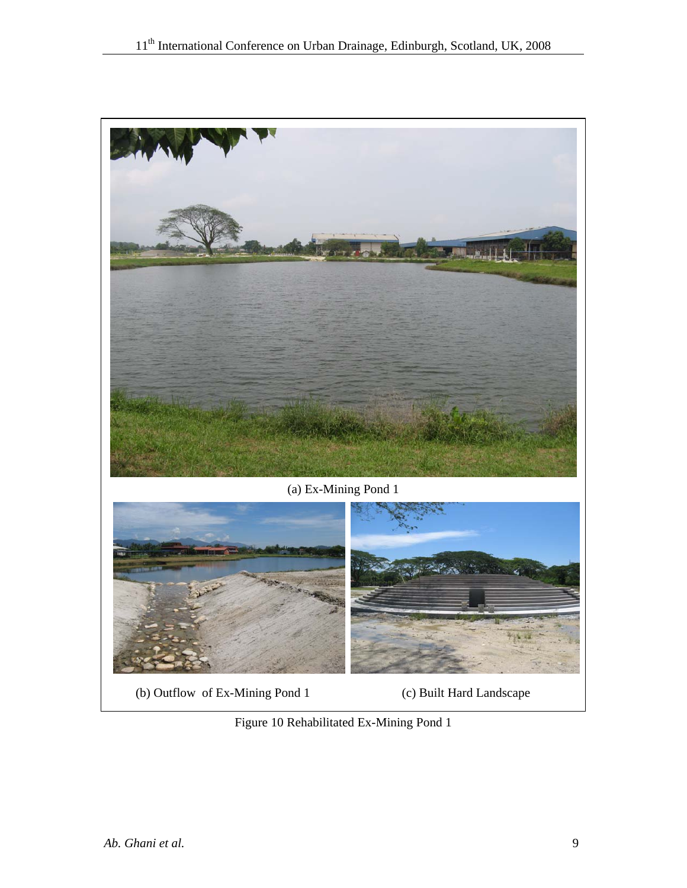(a) Ex-Mining Pond 1

(b) Outflow of Ex-Mining Pond 1

(c) Built Hard Landscape

Figure 10 Rehabilitated Ex-Mining Pond 1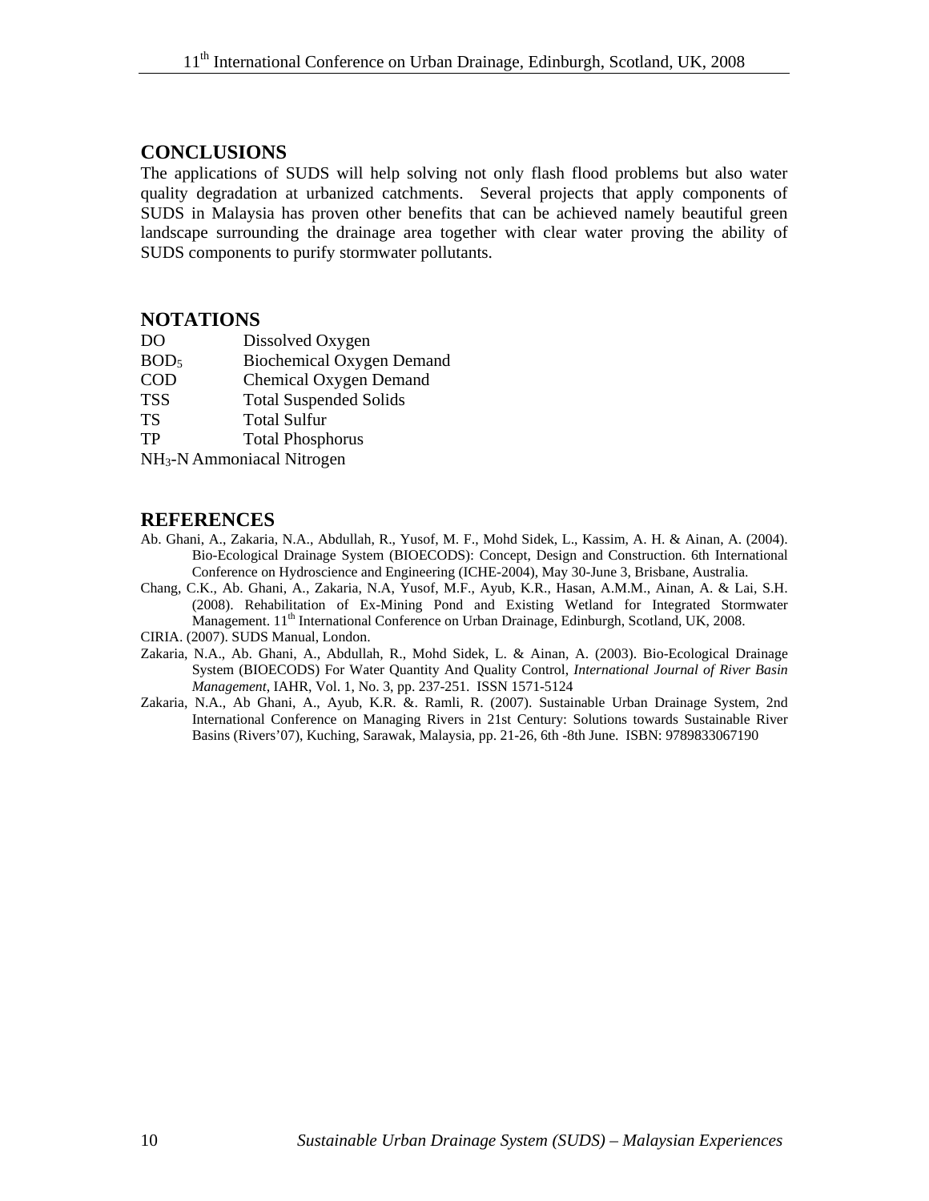## CONCLUSIONS

The applications of SUDS will help solving not only flash flood problems but also water quality degradation at urbanized catchments. Several projects that apply components of SUDS in Malaysia has proven other benefits that can be achieved namely beautiful green landscape surrounding the drainage area together with clear water proving the ability of SUDS components to purify stormwater pollutants.

## NOTATIONS

| | |
|---|---|
| DO | Dissolved Oxygen |
| $BOD_5$ | Biochemical Oxygen Demand |
| COD | Chemical Oxygen Demand |
| TSS | Total Suspended Solids |
| TS | Total Sulfur |
| TP | Total Phosphorus |
| $NH_3$-N | Ammoniacal Nitrogen |

## REFERENCES

Ab. Ghani, A., Zakaria, N.A., Abdullah, R., Yusof, M. F., Mohd Sidek, L., Kassim, A. H. & Ainan, A. (2004). Bio-Ecological Drainage System (BIOECODS): Concept, Design and Construction. 6th International Conference on Hydroscience and Engineering (ICHE-2004), May 30-June 3, Brisbane, Australia.

Chang, C.K., Ab. Ghani, A., Zakaria, N.A, Yusof, M.F., Ayub, K.R., Hasan, A.M.M., Ainan, A. & Lai, S.H. (2008). Rehabilitation of Ex-Mining Pond and Existing Wetland for Integrated Stormwater Management. 11th International Conference on Urban Drainage, Edinburgh, Scotland, UK, 2008.

CIRIA. (2007). SUDS Manual, London.

Zakaria, N.A., Ab. Ghani, A., Abdullah, R., Mohd Sidek, L. & Ainan, A. (2003). Bio-Ecological Drainage System (BIOECODS) For Water Quantity And Quality Control, *International Journal of River Basin Management*, IAHR, Vol. 1, No. 3, pp. 237-251. ISSN 1571-5124

Zakaria, N.A., Ab Ghani, A., Ayub, K.R. &. Ramli, R. (2007). Sustainable Urban Drainage System, 2nd International Conference on Managing Rivers in 21st Century: Solutions towards Sustainable River Basins (Rivers'07), Kuching, Sarawak, Malaysia, pp. 21-26, 6th -8th June. ISBN: 9789833067190